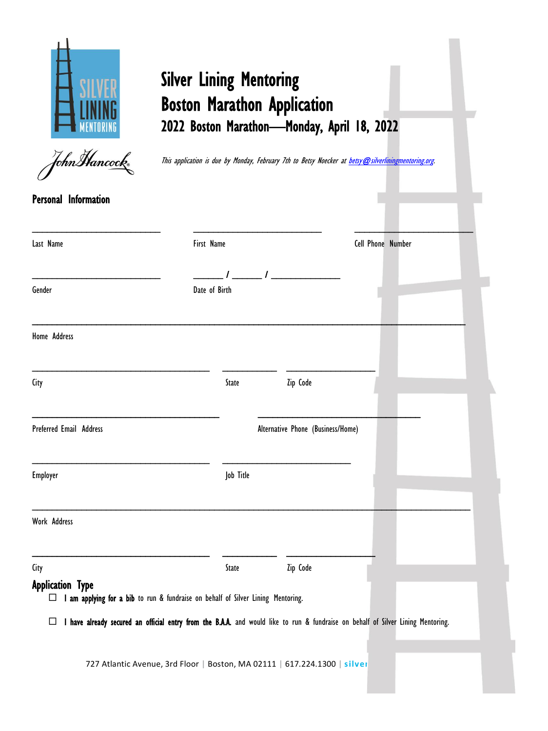# Silver Lining Mentoring
# Boston Marathon Application
## 2022 Boston Marathon—Monday, April 18, 2022

*This application is due by Monday, February 7th to Betsy Noecker at betsy@silverliningmentoring.org.*

## Personal Information

___________________________ ___________________________ ___________________________

Last Name First Name Cell Phone Number

___________________________ _______ / _______ / _______________

Gender Date of Birth

_____________________________________________________________________________________

Home Address

_____________________________________ ___________ _________________

City State Zip Code

_____________________________________ _________________________________

Preferred Email Address Alternative Phone (Business/Home)

_____________________________________ ___________________________

Employer Job Title

_____________________________________________________________________________________

Work Address

_____________________________________ ___________ _________________

City State Zip Code

## Application Type

☐ **I am applying for a bib** to run & fundraise on behalf of Silver Lining Mentoring.

☐ **I have already secured an official entry from the B.A.A.** and would like to run & fundraise on behalf of Silver Lining Mentoring.

727 Atlantic Avenue, 3rd Floor | Boston, MA 02111 | 617.224.1300 | silver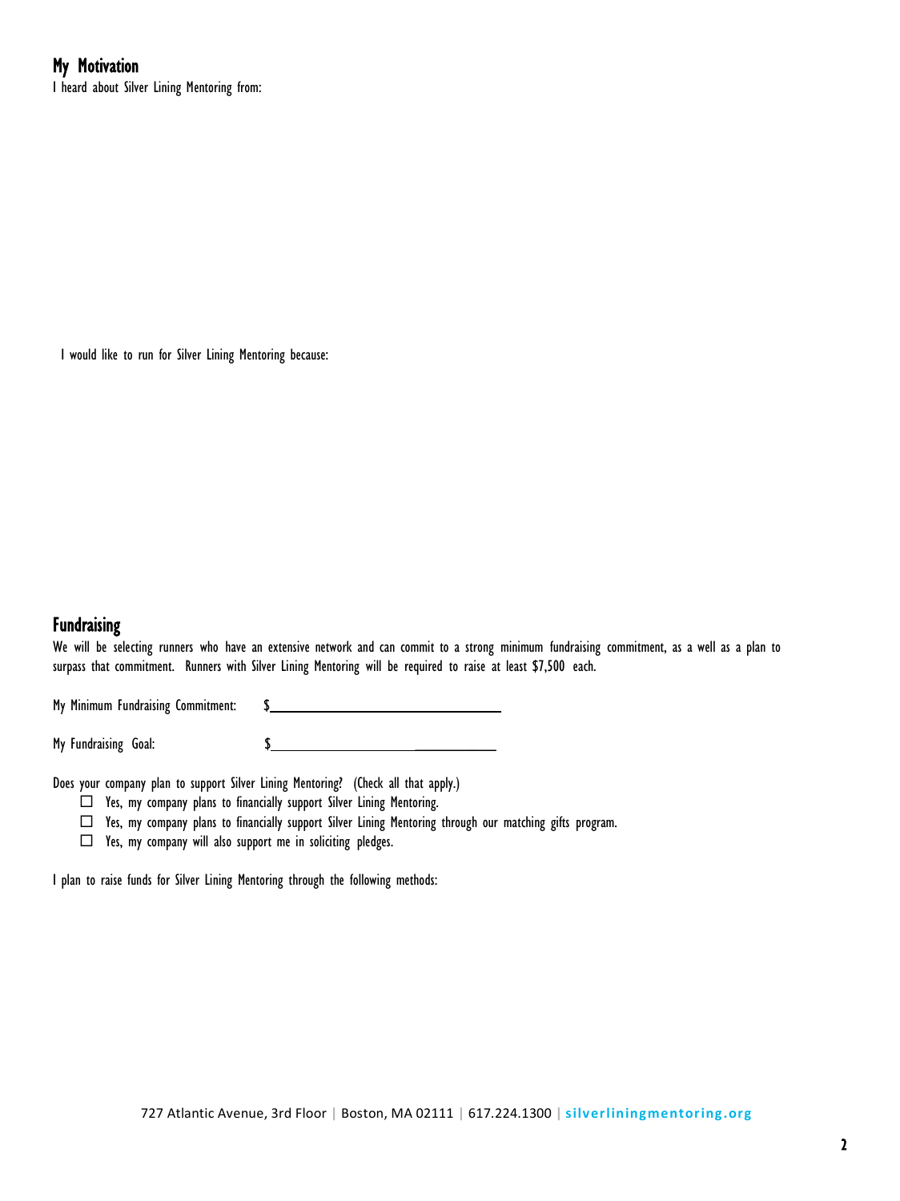## My Motivation

I heard about Silver Lining Mentoring from:

I would like to run for Silver Lining Mentoring because:

## Fundraising

We will be selecting runners who have an extensive network and can commit to a strong minimum fundraising commitment, as a well as a plan to surpass that commitment. Runners with Silver Lining Mentoring will be required to raise at least $7,500 each.

My Minimum Fundraising Commitment: $_______________________________

My Fundraising Goal: $_______________________________

Does your company plan to support Silver Lining Mentoring? (Check all that apply.)

- ☐ Yes, my company plans to financially support Silver Lining Mentoring.
- ☐ Yes, my company plans to financially support Silver Lining Mentoring through our matching gifts program.
- ☐ Yes, my company will also support me in soliciting pledges.

I plan to raise funds for Silver Lining Mentoring through the following methods:

727 Atlantic Avenue, 3rd Floor | Boston, MA 02111 | 617.224.1300 | silverliningmentoring.org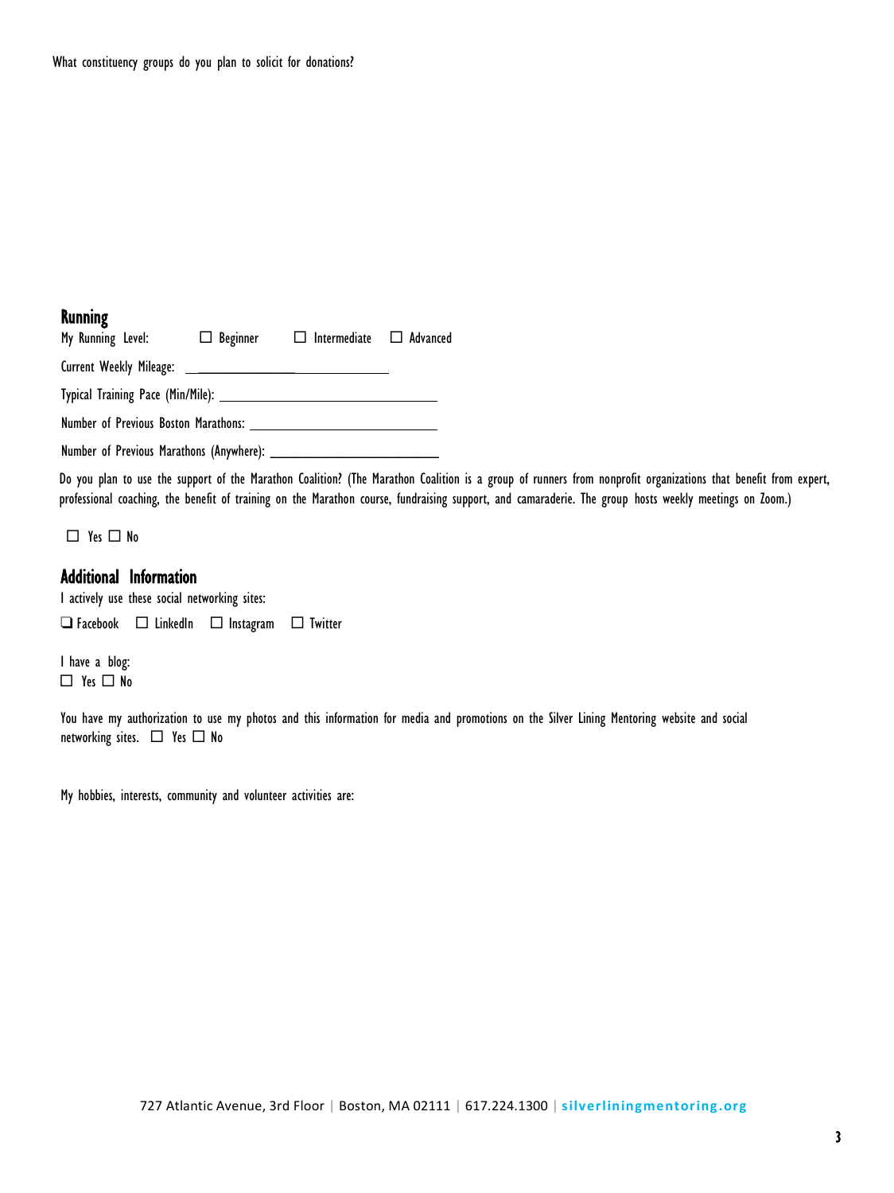What constituency groups do you plan to solicit for donations?

## Running

My Running Level: ☐ Beginner ☐ Intermediate ☐ Advanced

Current Weekly Mileage: ______________________________

Typical Training Pace (Min/Mile): ______________________________

Number of Previous Boston Marathons: ______________________________

Number of Previous Marathons (Anywhere): ______________________________

Do you plan to use the support of the Marathon Coalition? (The Marathon Coalition is a group of runners from nonprofit organizations that benefit from expert, professional coaching, the benefit of training on the Marathon course, fundraising support, and camaraderie. The group hosts weekly meetings on Zoom.)

☐ Yes ☐ No

## Additional Information

I actively use these social networking sites:

☐ Facebook ☐ LinkedIn ☐ Instagram ☐ Twitter

I have a blog:
☐ Yes ☐ No

You have my authorization to use my photos and this information for media and promotions on the Silver Lining Mentoring website and social networking sites. ☐ Yes ☐ No

My hobbies, interests, community and volunteer activities are:

727 Atlantic Avenue, 3rd Floor | Boston, MA 02111 | 617.224.1300 | silverliningmentoring.org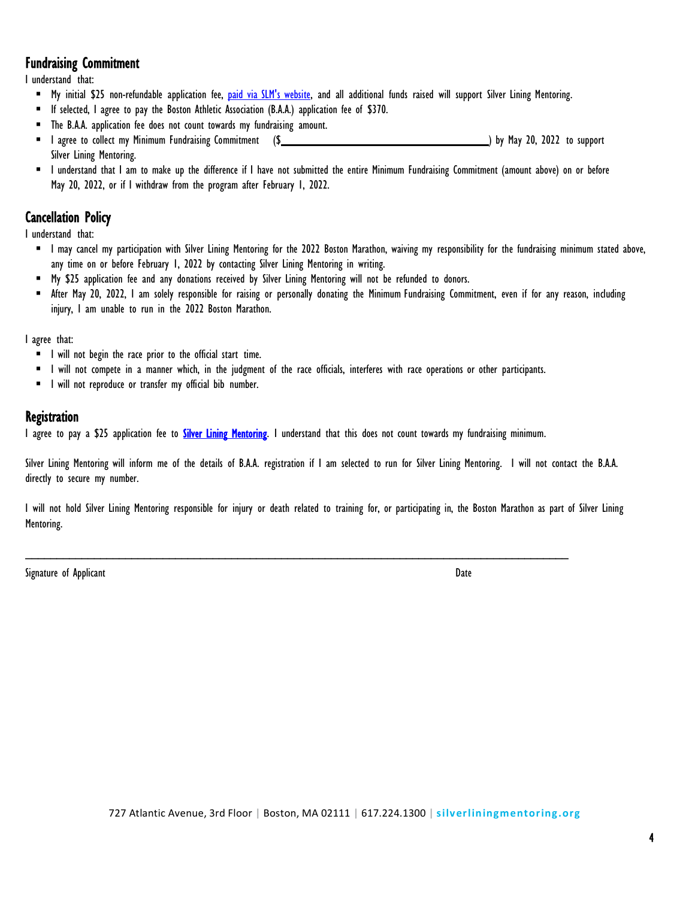## Fundraising Commitment

I understand that:

- My initial $25 non-refundable application fee, paid via SLM's website, and all additional funds raised will support Silver Lining Mentoring.
- If selected, I agree to pay the Boston Athletic Association (B.A.A.) application fee of $370.
- The B.A.A. application fee does not count towards my fundraising amount.
- I agree to collect my Minimum Fundraising Commitment ($\_\_\_\_\_\_\_\_\_\_\_\_\_\_\_\_\_\_\_\_\_\_\_\_\_\_\_\_\_\_\_\_) by May 20, 2022 to support Silver Lining Mentoring.
- I understand that I am to make up the difference if I have not submitted the entire Minimum Fundraising Commitment (amount above) on or before May 20, 2022, or if I withdraw from the program after February 1, 2022.

## Cancellation Policy

I understand that:

- I may cancel my participation with Silver Lining Mentoring for the 2022 Boston Marathon, waiving my responsibility for the fundraising minimum stated above, any time on or before February 1, 2022 by contacting Silver Lining Mentoring in writing.
- My $25 application fee and any donations received by Silver Lining Mentoring will not be refunded to donors.
- After May 20, 2022, I am solely responsible for raising or personally donating the Minimum Fundraising Commitment, even if for any reason, including injury, I am unable to run in the 2022 Boston Marathon.

I agree that:

- I will not begin the race prior to the official start time.
- I will not compete in a manner which, in the judgment of the race officials, interferes with race operations or other participants.
- I will not reproduce or transfer my official bib number.

## Registration

I agree to pay a $25 application fee to **Silver Lining Mentoring**. I understand that this does not count towards my fundraising minimum.

Silver Lining Mentoring will inform me of the details of B.A.A. registration if I am selected to run for Silver Lining Mentoring. I will not contact the B.A.A. directly to secure my number.

I will not hold Silver Lining Mentoring responsible for injury or death related to training for, or participating in, the Boston Marathon as part of Silver Lining Mentoring.

\_\_\_\_\_\_\_\_\_\_\_\_\_\_\_\_\_\_\_\_\_\_\_\_\_\_\_\_\_\_\_\_\_\_\_\_\_\_\_\_\_\_\_\_\_\_\_\_\_\_\_\_\_\_\_\_\_\_\_\_\_\_\_\_\_\_\_\_\_\_\_\_\_\_\_\_

Signature of Applicant Date

727 Atlantic Avenue, 3rd Floor | Boston, MA 02111 | 617.224.1300 | silverliningmentoring.org